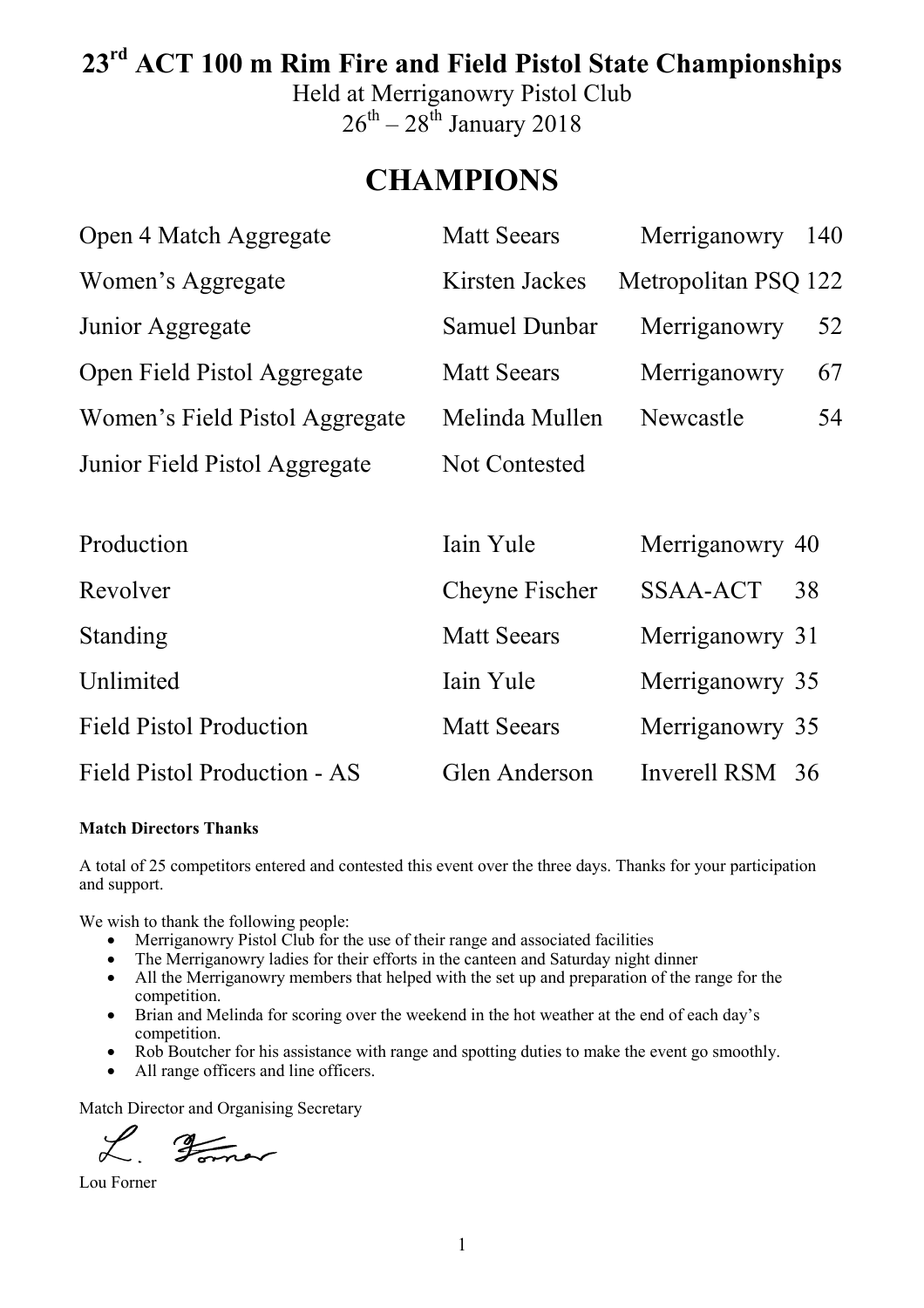# 23rd ACT 100 m Rim Fire and Field Pistol State Championships

Held at Merriganowry Pistol Club

26th – 28th January 2018

## CHAMPIONS

| Event | Name | Club | Score |
|---|---|---|---|
| Open 4 Match Aggregate | Matt Seears | Merriganowry | 140 |
| Women's Aggregate | Kirsten Jackes | Metropolitan PSQ | 122 |
| Junior Aggregate | Samuel Dunbar | Merriganowry | 52 |
| Open Field Pistol Aggregate | Matt Seears | Merriganowry | 67 |
| Women's Field Pistol Aggregate | Melinda Mullen | Newcastle | 54 |
| Junior Field Pistol Aggregate | Not Contested | | |

| Event | Name | Club | Score |
|---|---|---|---|
| Production | Iain Yule | Merriganowry | 40 |
| Revolver | Cheyne Fischer | SSAA-ACT | 38 |
| Standing | Matt Seears | Merriganowry | 31 |
| Unlimited | Iain Yule | Merriganowry | 35 |
| Field Pistol Production | Matt Seears | Merriganowry | 35 |
| Field Pistol Production - AS | Glen Anderson | Inverell RSM | 36 |

**Match Directors Thanks**

A total of 25 competitors entered and contested this event over the three days. Thanks for your participation and support.

We wish to thank the following people:

- Merriganowry Pistol Club for the use of their range and associated facilities
- The Merriganowry ladies for their efforts in the canteen and Saturday night dinner
- All the Merriganowry members that helped with the set up and preparation of the range for the competition.
- Brian and Melinda for scoring over the weekend in the hot weather at the end of each day's competition.
- Rob Boutcher for his assistance with range and spotting duties to make the event go smoothly.
- All range officers and line officers.

Match Director and Organising Secretary

L. Forner

Lou Forner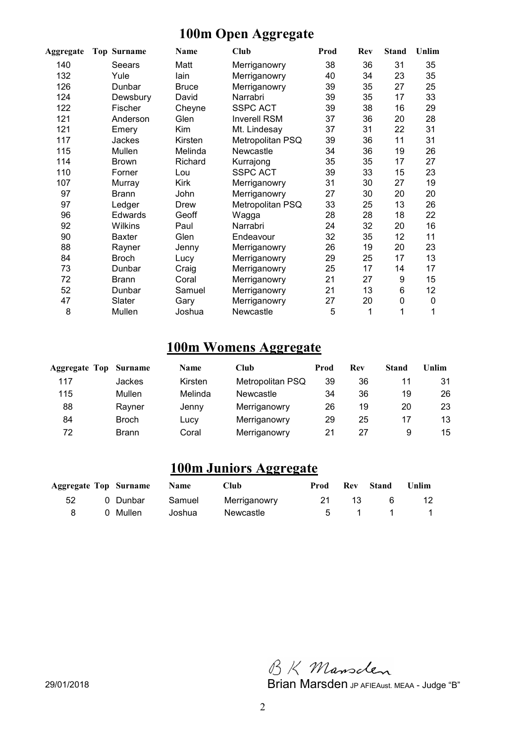# 100m Open Aggregate

| Aggregate | Top | Surname | Name | Club | Prod | Rev | Stand | Unlim |
|---|---|---|---|---|---|---|---|---|
| 140 | | Seears | Matt | Merriganowry | 38 | 36 | 31 | 35 |
| 132 | | Yule | Iain | Merriganowry | 40 | 34 | 23 | 35 |
| 126 | | Dunbar | Bruce | Merriganowry | 39 | 35 | 27 | 25 |
| 124 | | Dewsbury | David | Narrabri | 39 | 35 | 17 | 33 |
| 122 | | Fischer | Cheyne | SSPC ACT | 39 | 38 | 16 | 29 |
| 121 | | Anderson | Glen | Inverell RSM | 37 | 36 | 20 | 28 |
| 121 | | Emery | Kim | Mt. Lindesay | 37 | 31 | 22 | 31 |
| 117 | | Jackes | Kirsten | Metropolitan PSQ | 39 | 36 | 11 | 31 |
| 115 | | Mullen | Melinda | Newcastle | 34 | 36 | 19 | 26 |
| 114 | | Brown | Richard | Kurrajong | 35 | 35 | 17 | 27 |
| 110 | | Forner | Lou | SSPC ACT | 39 | 33 | 15 | 23 |
| 107 | | Murray | Kirk | Merriganowry | 31 | 30 | 27 | 19 |
| 97 | | Brann | John | Merriganowry | 27 | 30 | 20 | 20 |
| 97 | | Ledger | Drew | Metropolitan PSQ | 33 | 25 | 13 | 26 |
| 96 | | Edwards | Geoff | Wagga | 28 | 28 | 18 | 22 |
| 92 | | Wilkins | Paul | Narrabri | 24 | 32 | 20 | 16 |
| 90 | | Baxter | Glen | Endeavour | 32 | 35 | 12 | 11 |
| 88 | | Rayner | Jenny | Merriganowry | 26 | 19 | 20 | 23 |
| 84 | | Broch | Lucy | Merriganowry | 29 | 25 | 17 | 13 |
| 73 | | Dunbar | Craig | Merriganowry | 25 | 17 | 14 | 17 |
| 72 | | Brann | Coral | Merriganowry | 21 | 27 | 9 | 15 |
| 52 | | Dunbar | Samuel | Merriganowry | 21 | 13 | 6 | 12 |
| 47 | | Slater | Gary | Merriganowry | 27 | 20 | 0 | 0 |
| 8 | | Mullen | Joshua | Newcastle | 5 | 1 | 1 | 1 |

# 100m Womens Aggregate

| Aggregate | Top | Surname | Name | Club | Prod | Rev | Stand | Unlim |
|---|---|---|---|---|---|---|---|---|
| 117 | | Jackes | Kirsten | Metropolitan PSQ | 39 | 36 | 11 | 31 |
| 115 | | Mullen | Melinda | Newcastle | 34 | 36 | 19 | 26 |
| 88 | | Rayner | Jenny | Merriganowry | 26 | 19 | 20 | 23 |
| 84 | | Broch | Lucy | Merriganowry | 29 | 25 | 17 | 13 |
| 72 | | Brann | Coral | Merriganowry | 21 | 27 | 9 | 15 |

# 100m Juniors Aggregate

| Aggregate | Top | Surname | Name | Club | Prod | Rev | Stand | Unlim |
|---|---|---|---|---|---|---|---|---|
| 52 | 0 | Dunbar | Samuel | Merriganowry | 21 | 13 | 6 | 12 |
| 8 | 0 | Mullen | Joshua | Newcastle | 5 | 1 | 1 | 1 |

29/01/2018

B K Marsden

Brian Marsden JP AFIEAust. MEAA - Judge "B"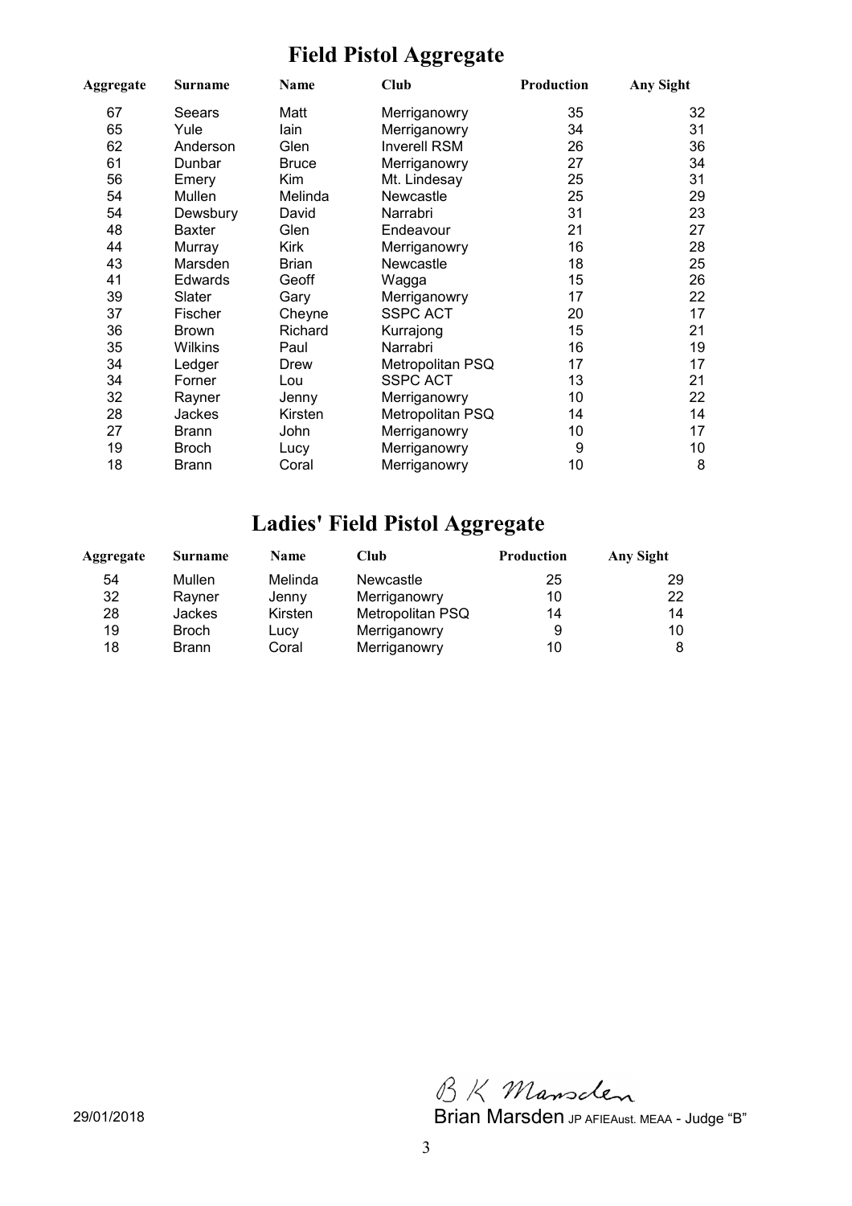# Field Pistol Aggregate

| Aggregate | Surname | Name | Club | Production | Any Sight |
|---|---|---|---|---|---|
| 67 | Seears | Matt | Merriganowry | 35 | 32 |
| 65 | Yule | Iain | Merriganowry | 34 | 31 |
| 62 | Anderson | Glen | Inverell RSM | 26 | 36 |
| 61 | Dunbar | Bruce | Merriganowry | 27 | 34 |
| 56 | Emery | Kim | Mt. Lindesay | 25 | 31 |
| 54 | Mullen | Melinda | Newcastle | 25 | 29 |
| 54 | Dewsbury | David | Narrabri | 31 | 23 |
| 48 | Baxter | Glen | Endeavour | 21 | 27 |
| 44 | Murray | Kirk | Merriganowry | 16 | 28 |
| 43 | Marsden | Brian | Newcastle | 18 | 25 |
| 41 | Edwards | Geoff | Wagga | 15 | 26 |
| 39 | Slater | Gary | Merriganowry | 17 | 22 |
| 37 | Fischer | Cheyne | SSPC ACT | 20 | 17 |
| 36 | Brown | Richard | Kurrajong | 15 | 21 |
| 35 | Wilkins | Paul | Narrabri | 16 | 19 |
| 34 | Ledger | Drew | Metropolitan PSQ | 17 | 17 |
| 34 | Forner | Lou | SSPC ACT | 13 | 21 |
| 32 | Rayner | Jenny | Merriganowry | 10 | 22 |
| 28 | Jackes | Kirsten | Metropolitan PSQ | 14 | 14 |
| 27 | Brann | John | Merriganowry | 10 | 17 |
| 19 | Broch | Lucy | Merriganowry | 9 | 10 |
| 18 | Brann | Coral | Merriganowry | 10 | 8 |

# Ladies' Field Pistol Aggregate

| Aggregate | Surname | Name | Club | Production | Any Sight |
|---|---|---|---|---|---|
| 54 | Mullen | Melinda | Newcastle | 25 | 29 |
| 32 | Rayner | Jenny | Merriganowry | 10 | 22 |
| 28 | Jackes | Kirsten | Metropolitan PSQ | 14 | 14 |
| 19 | Broch | Lucy | Merriganowry | 9 | 10 |
| 18 | Brann | Coral | Merriganowry | 10 | 8 |

B K Marsden

29/01/2018

Brian Marsden JP AFIEAust. MEAA - Judge "B"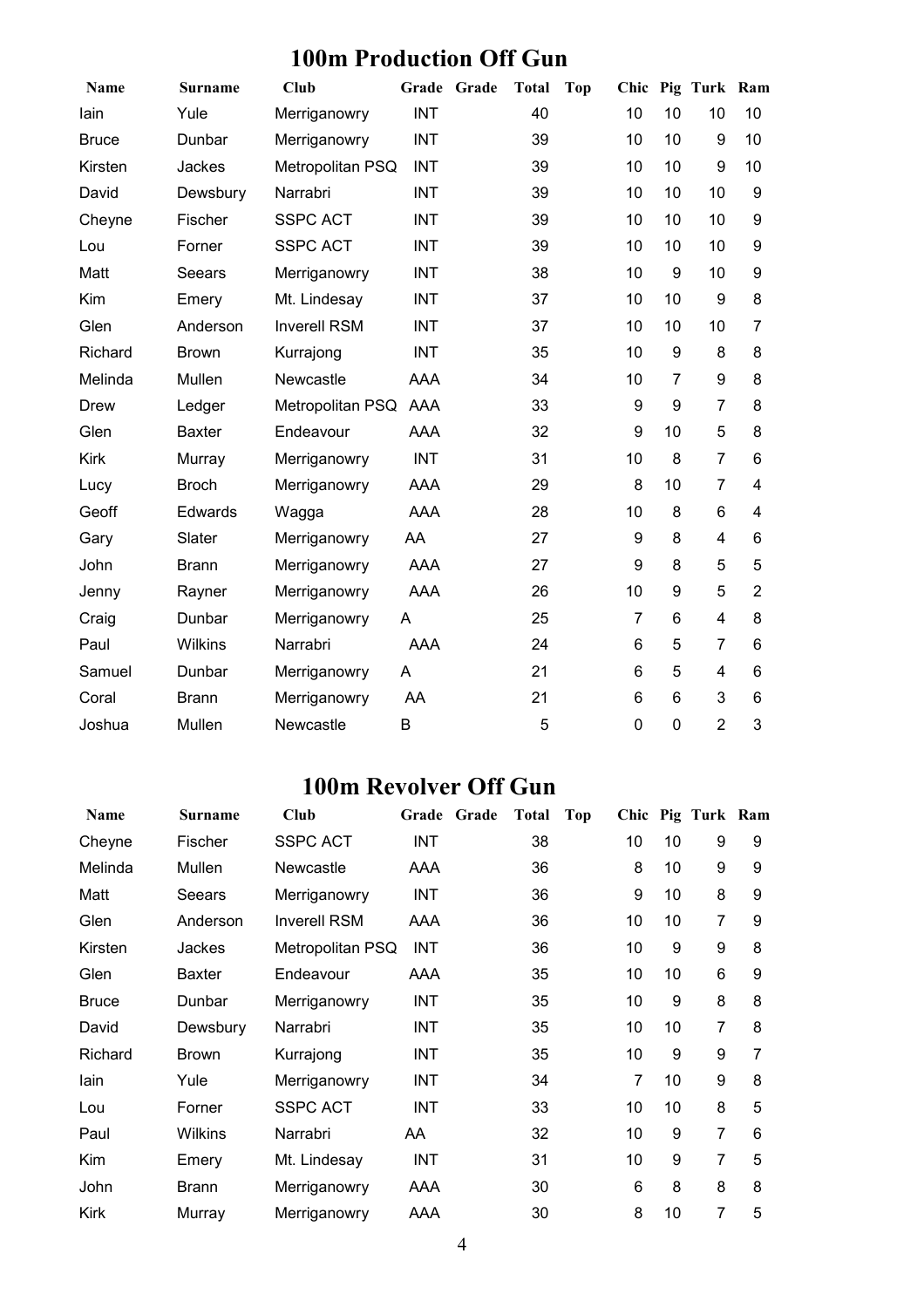## 100m Production Off Gun

| Name | Surname | Club | Grade | Grade | Total | Top | Chic | Pig | Turk | Ram |
|---|---|---|---|---|---|---|---|---|---|---|
| Iain | Yule | Merriganowry | INT | | 40 | | 10 | 10 | 10 | 10 |
| Bruce | Dunbar | Merriganowry | INT | | 39 | | 10 | 10 | 9 | 10 |
| Kirsten | Jackes | Metropolitan PSQ | INT | | 39 | | 10 | 10 | 9 | 10 |
| David | Dewsbury | Narrabri | INT | | 39 | | 10 | 10 | 10 | 9 |
| Cheyne | Fischer | SSPC ACT | INT | | 39 | | 10 | 10 | 10 | 9 |
| Lou | Forner | SSPC ACT | INT | | 39 | | 10 | 10 | 10 | 9 |
| Matt | Seears | Merriganowry | INT | | 38 | | 10 | 9 | 10 | 9 |
| Kim | Emery | Mt. Lindesay | INT | | 37 | | 10 | 10 | 9 | 8 |
| Glen | Anderson | Inverell RSM | INT | | 37 | | 10 | 10 | 10 | 7 |
| Richard | Brown | Kurrajong | INT | | 35 | | 10 | 9 | 8 | 8 |
| Melinda | Mullen | Newcastle | AAA | | 34 | | 10 | 7 | 9 | 8 |
| Drew | Ledger | Metropolitan PSQ | AAA | | 33 | | 9 | 9 | 7 | 8 |
| Glen | Baxter | Endeavour | AAA | | 32 | | 9 | 10 | 5 | 8 |
| Kirk | Murray | Merriganowry | INT | | 31 | | 10 | 8 | 7 | 6 |
| Lucy | Broch | Merriganowry | AAA | | 29 | | 8 | 10 | 7 | 4 |
| Geoff | Edwards | Wagga | AAA | | 28 | | 10 | 8 | 6 | 4 |
| Gary | Slater | Merriganowry | AA | | 27 | | 9 | 8 | 4 | 6 |
| John | Brann | Merriganowry | AAA | | 27 | | 9 | 8 | 5 | 5 |
| Jenny | Rayner | Merriganowry | AAA | | 26 | | 10 | 9 | 5 | 2 |
| Craig | Dunbar | Merriganowry | A | | 25 | | 7 | 6 | 4 | 8 |
| Paul | Wilkins | Narrabri | AAA | | 24 | | 6 | 5 | 7 | 6 |
| Samuel | Dunbar | Merriganowry | A | | 21 | | 6 | 5 | 4 | 6 |
| Coral | Brann | Merriganowry | AA | | 21 | | 6 | 6 | 3 | 6 |
| Joshua | Mullen | Newcastle | B | | 5 | | 0 | 0 | 2 | 3 |

## 100m Revolver Off Gun

| Name | Surname | Club | Grade | Grade | Total | Top | Chic | Pig | Turk | Ram |
|---|---|---|---|---|---|---|---|---|---|---|
| Cheyne | Fischer | SSPC ACT | INT | | 38 | | 10 | 10 | 9 | 9 |
| Melinda | Mullen | Newcastle | AAA | | 36 | | 8 | 10 | 9 | 9 |
| Matt | Seears | Merriganowry | INT | | 36 | | 9 | 10 | 8 | 9 |
| Glen | Anderson | Inverell RSM | AAA | | 36 | | 10 | 10 | 7 | 9 |
| Kirsten | Jackes | Metropolitan PSQ | INT | | 36 | | 10 | 9 | 9 | 8 |
| Glen | Baxter | Endeavour | AAA | | 35 | | 10 | 10 | 6 | 9 |
| Bruce | Dunbar | Merriganowry | INT | | 35 | | 10 | 9 | 8 | 8 |
| David | Dewsbury | Narrabri | INT | | 35 | | 10 | 10 | 7 | 8 |
| Richard | Brown | Kurrajong | INT | | 35 | | 10 | 9 | 9 | 7 |
| Iain | Yule | Merriganowry | INT | | 34 | | 7 | 10 | 9 | 8 |
| Lou | Forner | SSPC ACT | INT | | 33 | | 10 | 10 | 8 | 5 |
| Paul | Wilkins | Narrabri | AA | | 32 | | 10 | 9 | 7 | 6 |
| Kim | Emery | Mt. Lindesay | INT | | 31 | | 10 | 9 | 7 | 5 |
| John | Brann | Merriganowry | AAA | | 30 | | 6 | 8 | 8 | 8 |
| Kirk | Murray | Merriganowry | AAA | | 30 | | 8 | 10 | 7 | 5 |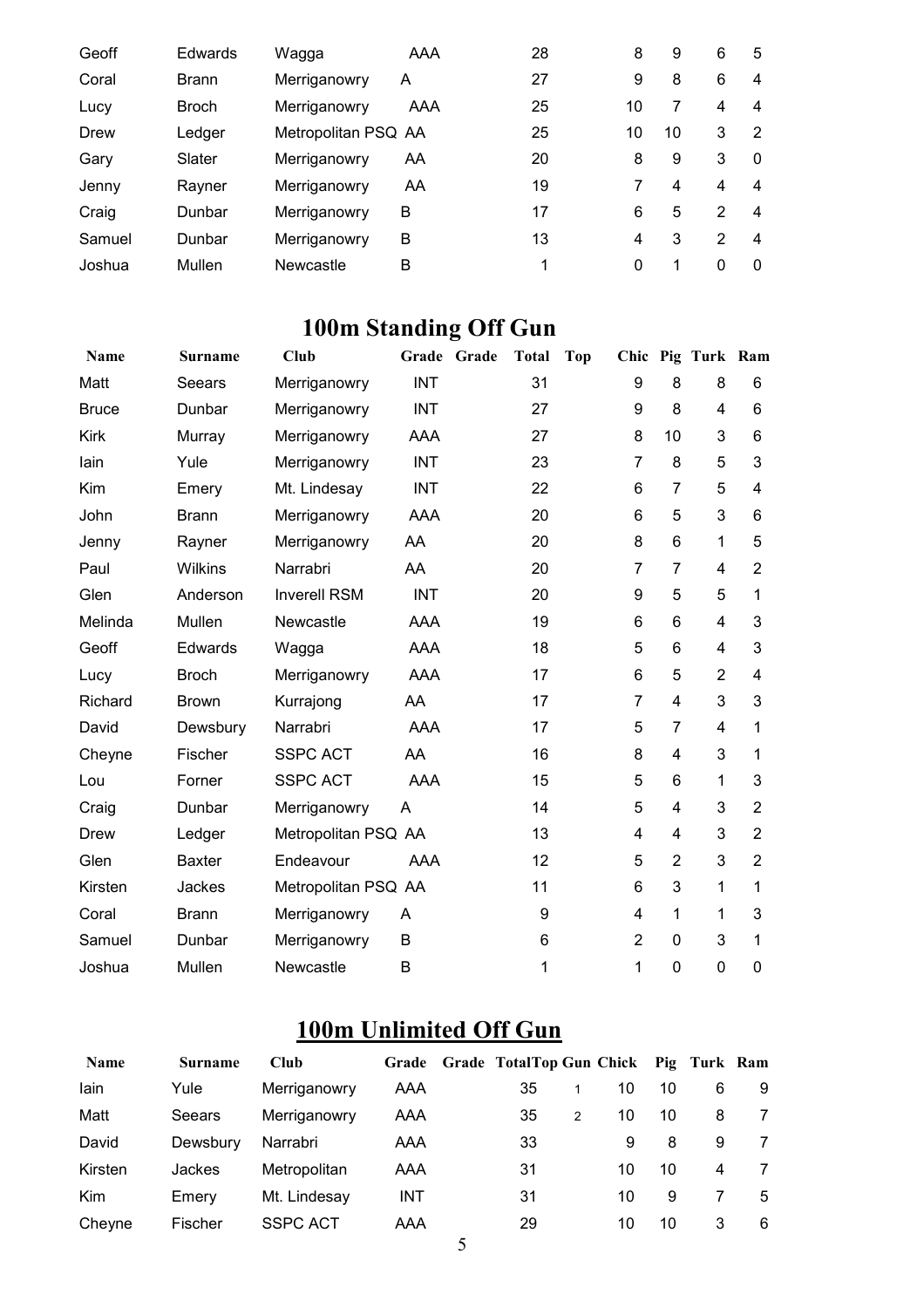| | | | | | | | | | |
|---|---|---|---|---|---|---|---|---|---|
| Geoff | Edwards | Wagga | AAA | 28 | 8 | 9 | 6 | 5 |
| Coral | Brann | Merriganowry | A | 27 | 9 | 8 | 6 | 4 |
| Lucy | Broch | Merriganowry | AAA | 25 | 10 | 7 | 4 | 4 |
| Drew | Ledger | Metropolitan PSQ | AA | 25 | 10 | 10 | 3 | 2 |
| Gary | Slater | Merriganowry | AA | 20 | 8 | 9 | 3 | 0 |
| Jenny | Rayner | Merriganowry | AA | 19 | 7 | 4 | 4 | 4 |
| Craig | Dunbar | Merriganowry | B | 17 | 6 | 5 | 2 | 4 |
| Samuel | Dunbar | Merriganowry | B | 13 | 4 | 3 | 2 | 4 |
| Joshua | Mullen | Newcastle | B | 1 | 0 | 1 | 0 | 0 |

## 100m Standing Off Gun

| Name | Surname | Club | Grade | Grade | Total | Top | Chic | Pig | Turk | Ram |
|---|---|---|---|---|---|---|---|---|---|---|
| Matt | Seears | Merriganowry | INT | | 31 | | 9 | 8 | 8 | 6 |
| Bruce | Dunbar | Merriganowry | INT | | 27 | | 9 | 8 | 4 | 6 |
| Kirk | Murray | Merriganowry | AAA | | 27 | | 8 | 10 | 3 | 6 |
| Iain | Yule | Merriganowry | INT | | 23 | | 7 | 8 | 5 | 3 |
| Kim | Emery | Mt. Lindesay | INT | | 22 | | 6 | 7 | 5 | 4 |
| John | Brann | Merriganowry | AAA | | 20 | | 6 | 5 | 3 | 6 |
| Jenny | Rayner | Merriganowry | AA | | 20 | | 8 | 6 | 1 | 5 |
| Paul | Wilkins | Narrabri | AA | | 20 | | 7 | 7 | 4 | 2 |
| Glen | Anderson | Inverell RSM | INT | | 20 | | 9 | 5 | 5 | 1 |
| Melinda | Mullen | Newcastle | AAA | | 19 | | 6 | 6 | 4 | 3 |
| Geoff | Edwards | Wagga | AAA | | 18 | | 5 | 6 | 4 | 3 |
| Lucy | Broch | Merriganowry | AAA | | 17 | | 6 | 5 | 2 | 4 |
| Richard | Brown | Kurrajong | AA | | 17 | | 7 | 4 | 3 | 3 |
| David | Dewsbury | Narrabri | AAA | | 17 | | 5 | 7 | 4 | 1 |
| Cheyne | Fischer | SSPC ACT | AA | | 16 | | 8 | 4 | 3 | 1 |
| Lou | Forner | SSPC ACT | AAA | | 15 | | 5 | 6 | 1 | 3 |
| Craig | Dunbar | Merriganowry | A | | 14 | | 5 | 4 | 3 | 2 |
| Drew | Ledger | Metropolitan PSQ | AA | | 13 | | 4 | 4 | 3 | 2 |
| Glen | Baxter | Endeavour | AAA | | 12 | | 5 | 2 | 3 | 2 |
| Kirsten | Jackes | Metropolitan PSQ | AA | | 11 | | 6 | 3 | 1 | 1 |
| Coral | Brann | Merriganowry | A | | 9 | | 4 | 1 | 1 | 3 |
| Samuel | Dunbar | Merriganowry | B | | 6 | | 2 | 0 | 3 | 1 |
| Joshua | Mullen | Newcastle | B | | 1 | | 1 | 0 | 0 | 0 |

## 100m Unlimited Off Gun

| Name | Surname | Club | Grade | Grade | Total | Top Gun | Chick | Pig | Turk | Ram |
|---|---|---|---|---|---|---|---|---|---|---|
| Iain | Yule | Merriganowry | AAA | | 35 | 1 | 10 | 10 | 6 | 9 |
| Matt | Seears | Merriganowry | AAA | | 35 | 2 | 10 | 10 | 8 | 7 |
| David | Dewsbury | Narrabri | AAA | | 33 | | 9 | 8 | 9 | 7 |
| Kirsten | Jackes | Metropolitan | AAA | | 31 | | 10 | 10 | 4 | 7 |
| Kim | Emery | Mt. Lindesay | INT | | 31 | | 10 | 9 | 7 | 5 |
| Cheyne | Fischer | SSPC ACT | AAA | | 29 | | 10 | 10 | 3 | 6 |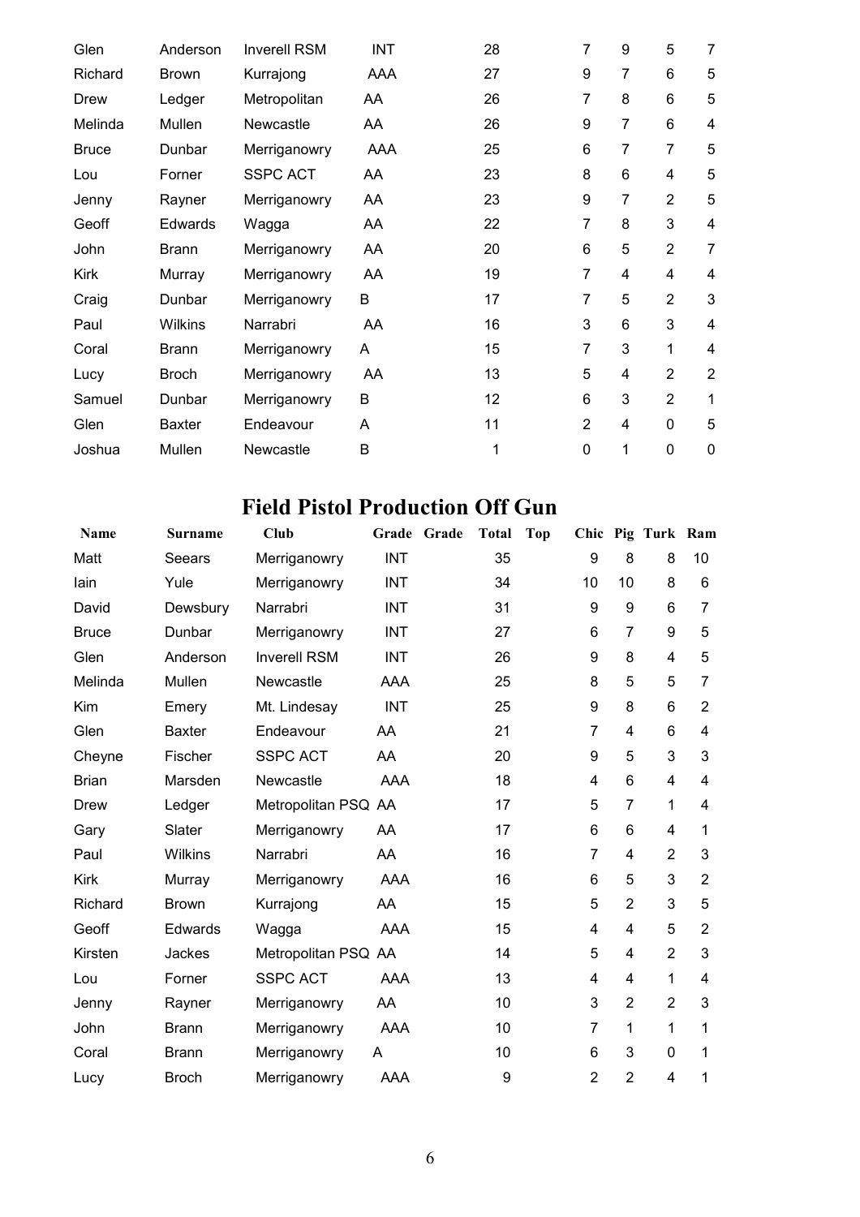| | | | | | | | | | |
|---|---|---|---|---|---|---|---|---|---|
| Glen | Anderson | Inverell RSM | INT | 28 | | 7 | 9 | 5 | 7 |
| Richard | Brown | Kurrajong | AAA | 27 | | 9 | 7 | 6 | 5 |
| Drew | Ledger | Metropolitan | AA | 26 | | 7 | 8 | 6 | 5 |
| Melinda | Mullen | Newcastle | AA | 26 | | 9 | 7 | 6 | 4 |
| Bruce | Dunbar | Merriganowry | AAA | 25 | | 6 | 7 | 7 | 5 |
| Lou | Forner | SSPC ACT | AA | 23 | | 8 | 6 | 4 | 5 |
| Jenny | Rayner | Merriganowry | AA | 23 | | 9 | 7 | 2 | 5 |
| Geoff | Edwards | Wagga | AA | 22 | | 7 | 8 | 3 | 4 |
| John | Brann | Merriganowry | AA | 20 | | 6 | 5 | 2 | 7 |
| Kirk | Murray | Merriganowry | AA | 19 | | 7 | 4 | 4 | 4 |
| Craig | Dunbar | Merriganowry | B | 17 | | 7 | 5 | 2 | 3 |
| Paul | Wilkins | Narrabri | AA | 16 | | 3 | 6 | 3 | 4 |
| Coral | Brann | Merriganowry | A | 15 | | 7 | 3 | 1 | 4 |
| Lucy | Broch | Merriganowry | AA | 13 | | 5 | 4 | 2 | 2 |
| Samuel | Dunbar | Merriganowry | B | 12 | | 6 | 3 | 2 | 1 |
| Glen | Baxter | Endeavour | A | 11 | | 2 | 4 | 0 | 5 |
| Joshua | Mullen | Newcastle | B | 1 | | 0 | 1 | 0 | 0 |

## Field Pistol Production Off Gun

| Name | Surname | Club | Grade | Grade | Total | Top | Chic | Pig | Turk | Ram |
|---|---|---|---|---|---|---|---|---|---|---|
| Matt | Seears | Merriganowry | INT | | 35 | | 9 | 8 | 8 | 10 |
| Iain | Yule | Merriganowry | INT | | 34 | | 10 | 10 | 8 | 6 |
| David | Dewsbury | Narrabri | INT | | 31 | | 9 | 9 | 6 | 7 |
| Bruce | Dunbar | Merriganowry | INT | | 27 | | 6 | 7 | 9 | 5 |
| Glen | Anderson | Inverell RSM | INT | | 26 | | 9 | 8 | 4 | 5 |
| Melinda | Mullen | Newcastle | AAA | | 25 | | 8 | 5 | 5 | 7 |
| Kim | Emery | Mt. Lindesay | INT | | 25 | | 9 | 8 | 6 | 2 |
| Glen | Baxter | Endeavour | AA | | 21 | | 7 | 4 | 6 | 4 |
| Cheyne | Fischer | SSPC ACT | AA | | 20 | | 9 | 5 | 3 | 3 |
| Brian | Marsden | Newcastle | AAA | | 18 | | 4 | 6 | 4 | 4 |
| Drew | Ledger | Metropolitan PSQ | AA | | 17 | | 5 | 7 | 1 | 4 |
| Gary | Slater | Merriganowry | AA | | 17 | | 6 | 6 | 4 | 1 |
| Paul | Wilkins | Narrabri | AA | | 16 | | 7 | 4 | 2 | 3 |
| Kirk | Murray | Merriganowry | AAA | | 16 | | 6 | 5 | 3 | 2 |
| Richard | Brown | Kurrajong | AA | | 15 | | 5 | 2 | 3 | 5 |
| Geoff | Edwards | Wagga | AAA | | 15 | | 4 | 4 | 5 | 2 |
| Kirsten | Jackes | Metropolitan PSQ | AA | | 14 | | 5 | 4 | 2 | 3 |
| Lou | Forner | SSPC ACT | AAA | | 13 | | 4 | 4 | 1 | 4 |
| Jenny | Rayner | Merriganowry | AA | | 10 | | 3 | 2 | 2 | 3 |
| John | Brann | Merriganowry | AAA | | 10 | | 7 | 1 | 1 | 1 |
| Coral | Brann | Merriganowry | A | | 10 | | 6 | 3 | 0 | 1 |
| Lucy | Broch | Merriganowry | AAA | | 9 | | 2 | 2 | 4 | 1 |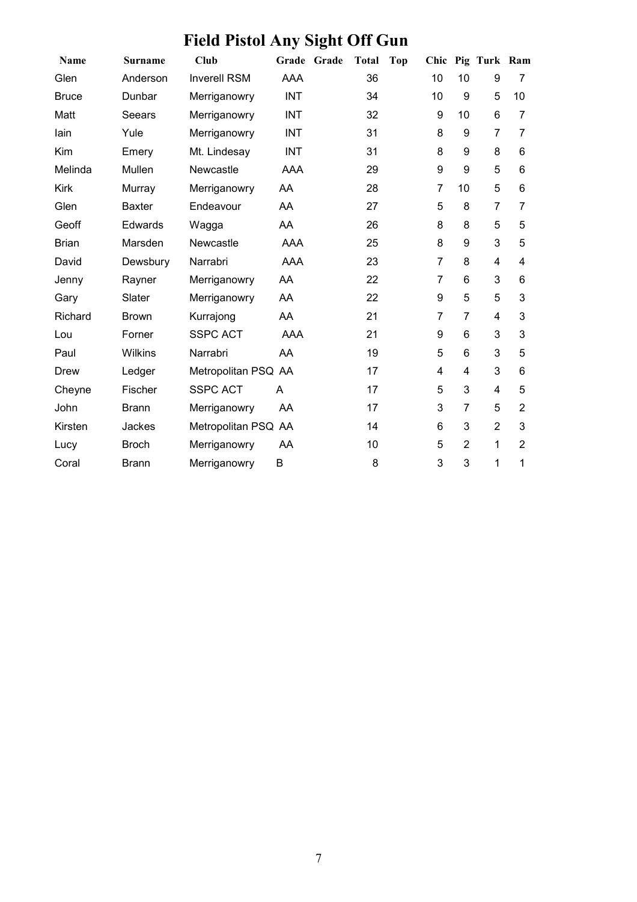# Field Pistol Any Sight Off Gun

| Name | Surname | Club | Grade | Grade | Total | Top | Chic | Pig | Turk | Ram |
|---|---|---|---|---|---|---|---|---|---|---|
| Glen | Anderson | Inverell RSM | AAA | | 36 | | 10 | 10 | 9 | 7 |
| Bruce | Dunbar | Merriganowry | INT | | 34 | | 10 | 9 | 5 | 10 |
| Matt | Seears | Merriganowry | INT | | 32 | | 9 | 10 | 6 | 7 |
| Iain | Yule | Merriganowry | INT | | 31 | | 8 | 9 | 7 | 7 |
| Kim | Emery | Mt. Lindesay | INT | | 31 | | 8 | 9 | 8 | 6 |
| Melinda | Mullen | Newcastle | AAA | | 29 | | 9 | 9 | 5 | 6 |
| Kirk | Murray | Merriganowry | AA | | 28 | | 7 | 10 | 5 | 6 |
| Glen | Baxter | Endeavour | AA | | 27 | | 5 | 8 | 7 | 7 |
| Geoff | Edwards | Wagga | AA | | 26 | | 8 | 8 | 5 | 5 |
| Brian | Marsden | Newcastle | AAA | | 25 | | 8 | 9 | 3 | 5 |
| David | Dewsbury | Narrabri | AAA | | 23 | | 7 | 8 | 4 | 4 |
| Jenny | Rayner | Merriganowry | AA | | 22 | | 7 | 6 | 3 | 6 |
| Gary | Slater | Merriganowry | AA | | 22 | | 9 | 5 | 5 | 3 |
| Richard | Brown | Kurrajong | AA | | 21 | | 7 | 7 | 4 | 3 |
| Lou | Forner | SSPC ACT | AAA | | 21 | | 9 | 6 | 3 | 3 |
| Paul | Wilkins | Narrabri | AA | | 19 | | 5 | 6 | 3 | 5 |
| Drew | Ledger | Metropolitan PSQ | AA | | 17 | | 4 | 4 | 3 | 6 |
| Cheyne | Fischer | SSPC ACT | A | | 17 | | 5 | 3 | 4 | 5 |
| John | Brann | Merriganowry | AA | | 17 | | 3 | 7 | 5 | 2 |
| Kirsten | Jackes | Metropolitan PSQ | AA | | 14 | | 6 | 3 | 2 | 3 |
| Lucy | Broch | Merriganowry | AA | | 10 | | 5 | 2 | 1 | 2 |
| Coral | Brann | Merriganowry | B | | 8 | | 3 | 3 | 1 | 1 |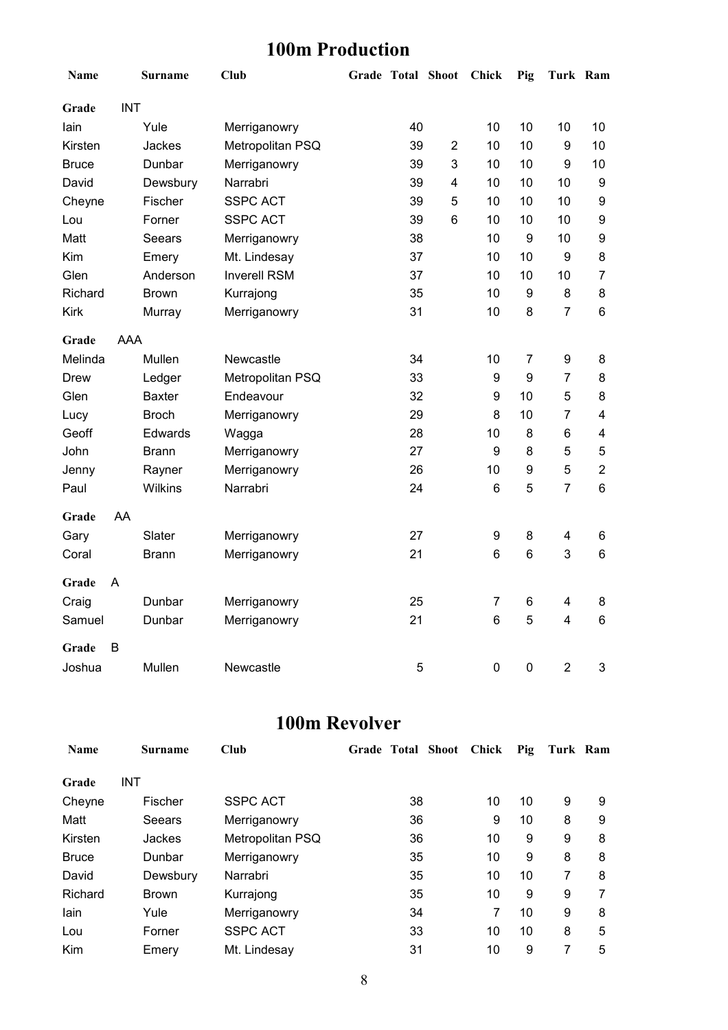## 100m Production

| Name | Surname | Club | Grade | Total | Shoot | Chick | Pig | Turk | Ram |
|---|---|---|---|---|---|---|---|---|---|
| **Grade** | INT | | | | | | | | |
| Iain | Yule | Merriganowry | | 40 | | 10 | 10 | 10 | 10 |
| Kirsten | Jackes | Metropolitan PSQ | | 39 | 2 | 10 | 10 | 9 | 10 |
| Bruce | Dunbar | Merriganowry | | 39 | 3 | 10 | 10 | 9 | 10 |
| David | Dewsbury | Narrabri | | 39 | 4 | 10 | 10 | 10 | 9 |
| Cheyne | Fischer | SSPC ACT | | 39 | 5 | 10 | 10 | 10 | 9 |
| Lou | Forner | SSPC ACT | | 39 | 6 | 10 | 10 | 10 | 9 |
| Matt | Seears | Merriganowry | | 38 | | 10 | 9 | 10 | 9 |
| Kim | Emery | Mt. Lindesay | | 37 | | 10 | 10 | 9 | 8 |
| Glen | Anderson | Inverell RSM | | 37 | | 10 | 10 | 10 | 7 |
| Richard | Brown | Kurrajong | | 35 | | 10 | 9 | 8 | 8 |
| Kirk | Murray | Merriganowry | | 31 | | 10 | 8 | 7 | 6 |
| **Grade** | AAA | | | | | | | | |
| Melinda | Mullen | Newcastle | | 34 | | 10 | 7 | 9 | 8 |
| Drew | Ledger | Metropolitan PSQ | | 33 | | 9 | 9 | 7 | 8 |
| Glen | Baxter | Endeavour | | 32 | | 9 | 10 | 5 | 8 |
| Lucy | Broch | Merriganowry | | 29 | | 8 | 10 | 7 | 4 |
| Geoff | Edwards | Wagga | | 28 | | 10 | 8 | 6 | 4 |
| John | Brann | Merriganowry | | 27 | | 9 | 8 | 5 | 5 |
| Jenny | Rayner | Merriganowry | | 26 | | 10 | 9 | 5 | 2 |
| Paul | Wilkins | Narrabri | | 24 | | 6 | 5 | 7 | 6 |
| **Grade** | AA | | | | | | | | |
| Gary | Slater | Merriganowry | | 27 | | 9 | 8 | 4 | 6 |
| Coral | Brann | Merriganowry | | 21 | | 6 | 6 | 3 | 6 |
| **Grade** | A | | | | | | | | |
| Craig | Dunbar | Merriganowry | | 25 | | 7 | 6 | 4 | 8 |
| Samuel | Dunbar | Merriganowry | | 21 | | 6 | 5 | 4 | 6 |
| **Grade** | B | | | | | | | | |
| Joshua | Mullen | Newcastle | | 5 | | 0 | 0 | 2 | 3 |

## 100m Revolver

| Name | Surname | Club | Grade | Total | Shoot | Chick | Pig | Turk | Ram |
|---|---|---|---|---|---|---|---|---|---|
| **Grade** | INT | | | | | | | | |
| Cheyne | Fischer | SSPC ACT | | 38 | | 10 | 10 | 9 | 9 |
| Matt | Seears | Merriganowry | | 36 | | 9 | 10 | 8 | 9 |
| Kirsten | Jackes | Metropolitan PSQ | | 36 | | 10 | 9 | 9 | 8 |
| Bruce | Dunbar | Merriganowry | | 35 | | 10 | 9 | 8 | 8 |
| David | Dewsbury | Narrabri | | 35 | | 10 | 10 | 7 | 8 |
| Richard | Brown | Kurrajong | | 35 | | 10 | 9 | 9 | 7 |
| Iain | Yule | Merriganowry | | 34 | | 7 | 10 | 9 | 8 |
| Lou | Forner | SSPC ACT | | 33 | | 10 | 10 | 8 | 5 |
| Kim | Emery | Mt. Lindesay | | 31 | | 10 | 9 | 7 | 5 |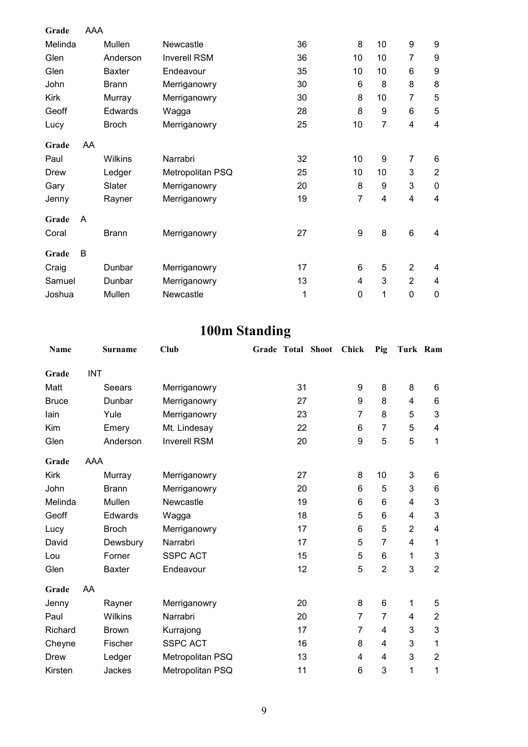| | | | | | | | | | |
|---|---|---|---|---|---|---|---|---|---|
| **Grade** | AAA | | | | | | | | |
| Melinda | Mullen | Newcastle | | 36 | | 8 | 10 | 9 | 9 |
| Glen | Anderson | Inverell RSM | | 36 | | 10 | 10 | 7 | 9 |
| Glen | Baxter | Endeavour | | 35 | | 10 | 10 | 6 | 9 |
| John | Brann | Merriganowry | | 30 | | 6 | 8 | 8 | 8 |
| Kirk | Murray | Merriganowry | | 30 | | 8 | 10 | 7 | 5 |
| Geoff | Edwards | Wagga | | 28 | | 8 | 9 | 6 | 5 |
| Lucy | Broch | Merriganowry | | 25 | | 10 | 7 | 4 | 4 |
| **Grade** | AA | | | | | | | | |
| Paul | Wilkins | Narrabri | | 32 | | 10 | 9 | 7 | 6 |
| Drew | Ledger | Metropolitan PSQ | | 25 | | 10 | 10 | 3 | 2 |
| Gary | Slater | Merriganowry | | 20 | | 8 | 9 | 3 | 0 |
| Jenny | Rayner | Merriganowry | | 19 | | 7 | 4 | 4 | 4 |
| **Grade** | A | | | | | | | | |
| Coral | Brann | Merriganowry | | 27 | | 9 | 8 | 6 | 4 |
| **Grade** | B | | | | | | | | |
| Craig | Dunbar | Merriganowry | | 17 | | 6 | 5 | 2 | 4 |
| Samuel | Dunbar | Merriganowry | | 13 | | 4 | 3 | 2 | 4 |
| Joshua | Mullen | Newcastle | | 1 | | 0 | 1 | 0 | 0 |

# 100m Standing

| Name | Surname | Club | Grade | Total | Shoot | Chick | Pig | Turk | Ram |
|---|---|---|---|---|---|---|---|---|---|
| **Grade** | INT | | | | | | | | |
| Matt | Seears | Merriganowry | | 31 | | 9 | 8 | 8 | 6 |
| Bruce | Dunbar | Merriganowry | | 27 | | 9 | 8 | 4 | 6 |
| Iain | Yule | Merriganowry | | 23 | | 7 | 8 | 5 | 3 |
| Kim | Emery | Mt. Lindesay | | 22 | | 6 | 7 | 5 | 4 |
| Glen | Anderson | Inverell RSM | | 20 | | 9 | 5 | 5 | 1 |
| **Grade** | AAA | | | | | | | | |
| Kirk | Murray | Merriganowry | | 27 | | 8 | 10 | 3 | 6 |
| John | Brann | Merriganowry | | 20 | | 6 | 5 | 3 | 6 |
| Melinda | Mullen | Newcastle | | 19 | | 6 | 6 | 4 | 3 |
| Geoff | Edwards | Wagga | | 18 | | 5 | 6 | 4 | 3 |
| Lucy | Broch | Merriganowry | | 17 | | 6 | 5 | 2 | 4 |
| David | Dewsbury | Narrabri | | 17 | | 5 | 7 | 4 | 1 |
| Lou | Forner | SSPC ACT | | 15 | | 5 | 6 | 1 | 3 |
| Glen | Baxter | Endeavour | | 12 | | 5 | 2 | 3 | 2 |
| **Grade** | AA | | | | | | | | |
| Jenny | Rayner | Merriganowry | | 20 | | 8 | 6 | 1 | 5 |
| Paul | Wilkins | Narrabri | | 20 | | 7 | 7 | 4 | 2 |
| Richard | Brown | Kurrajong | | 17 | | 7 | 4 | 3 | 3 |
| Cheyne | Fischer | SSPC ACT | | 16 | | 8 | 4 | 3 | 1 |
| Drew | Ledger | Metropolitan PSQ | | 13 | | 4 | 4 | 3 | 2 |
| Kirsten | Jackes | Metropolitan PSQ | | 11 | | 6 | 3 | 1 | 1 |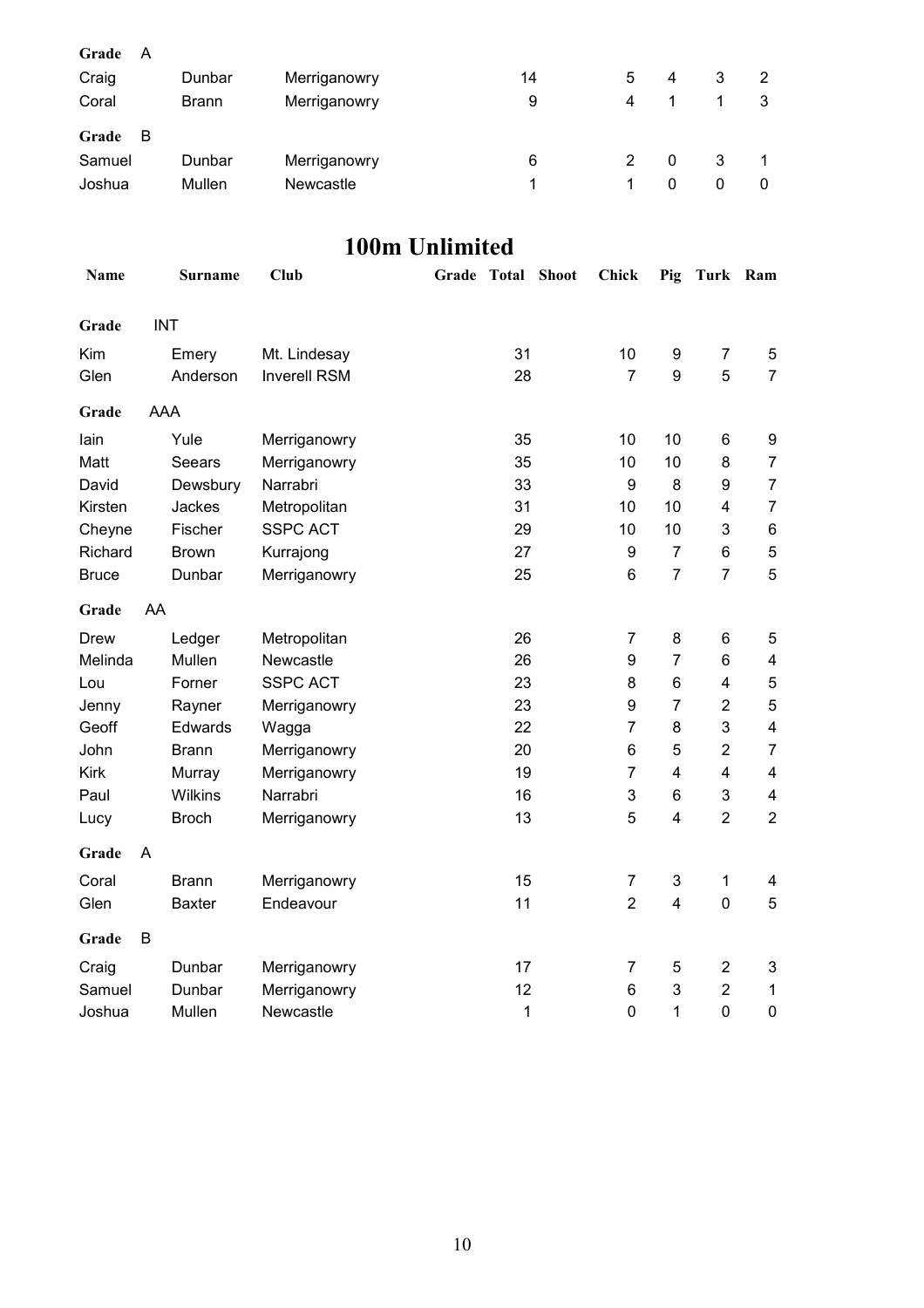| Name | Surname | Club | Grade | Total | Shoot | Chick | Pig | Turk | Ram |
|---|---|---|---|---|---|---|---|---|---|
| **Grade** A | | | | | | | | | |
| Craig | Dunbar | Merriganowry | | 14 | | 5 | 4 | 3 | 2 |
| Coral | Brann | Merriganowry | | 9 | | 4 | 1 | 1 | 3 |
| **Grade** B | | | | | | | | | |
| Samuel | Dunbar | Merriganowry | | 6 | | 2 | 0 | 3 | 1 |
| Joshua | Mullen | Newcastle | | 1 | | 1 | 0 | 0 | 0 |

# 100m Unlimited

| Name | Surname | Club | Grade | Total | Shoot | Chick | Pig | Turk | Ram |
|---|---|---|---|---|---|---|---|---|---|
| **Grade** INT | | | | | | | | | |
| Kim | Emery | Mt. Lindesay | | 31 | | 10 | 9 | 7 | 5 |
| Glen | Anderson | Inverell RSM | | 28 | | 7 | 9 | 5 | 7 |
| **Grade** AAA | | | | | | | | | |
| Iain | Yule | Merriganowry | | 35 | | 10 | 10 | 6 | 9 |
| Matt | Seears | Merriganowry | | 35 | | 10 | 10 | 8 | 7 |
| David | Dewsbury | Narrabri | | 33 | | 9 | 8 | 9 | 7 |
| Kirsten | Jackes | Metropolitan | | 31 | | 10 | 10 | 4 | 7 |
| Cheyne | Fischer | SSPC ACT | | 29 | | 10 | 10 | 3 | 6 |
| Richard | Brown | Kurrajong | | 27 | | 9 | 7 | 6 | 5 |
| Bruce | Dunbar | Merriganowry | | 25 | | 6 | 7 | 7 | 5 |
| **Grade** AA | | | | | | | | | |
| Drew | Ledger | Metropolitan | | 26 | | 7 | 8 | 6 | 5 |
| Melinda | Mullen | Newcastle | | 26 | | 9 | 7 | 6 | 4 |
| Lou | Forner | SSPC ACT | | 23 | | 8 | 6 | 4 | 5 |
| Jenny | Rayner | Merriganowry | | 23 | | 9 | 7 | 2 | 5 |
| Geoff | Edwards | Wagga | | 22 | | 7 | 8 | 3 | 4 |
| John | Brann | Merriganowry | | 20 | | 6 | 5 | 2 | 7 |
| Kirk | Murray | Merriganowry | | 19 | | 7 | 4 | 4 | 4 |
| Paul | Wilkins | Narrabri | | 16 | | 3 | 6 | 3 | 4 |
| Lucy | Broch | Merriganowry | | 13 | | 5 | 4 | 2 | 2 |
| **Grade** A | | | | | | | | | |
| Coral | Brann | Merriganowry | | 15 | | 7 | 3 | 1 | 4 |
| Glen | Baxter | Endeavour | | 11 | | 2 | 4 | 0 | 5 |
| **Grade** B | | | | | | | | | |
| Craig | Dunbar | Merriganowry | | 17 | | 7 | 5 | 2 | 3 |
| Samuel | Dunbar | Merriganowry | | 12 | | 6 | 3 | 2 | 1 |
| Joshua | Mullen | Newcastle | | 1 | | 0 | 1 | 0 | 0 |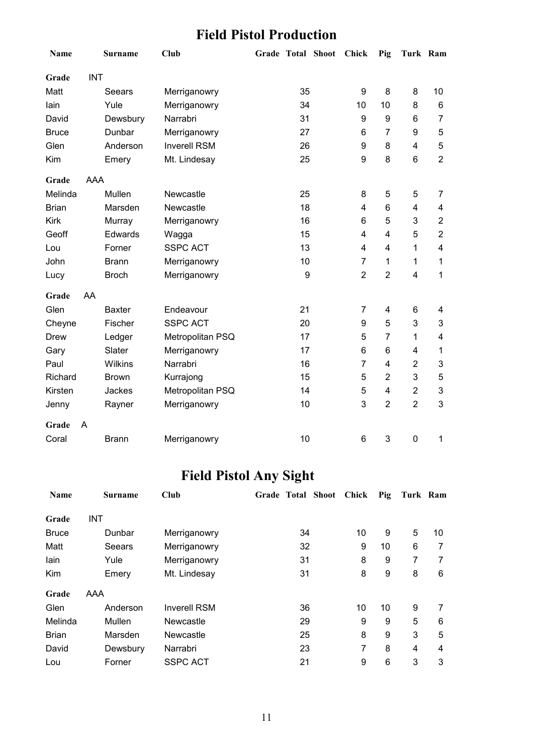# Field Pistol Production

| Name | Surname | Club | Grade | Total | Shoot | Chick | Pig | Turk | Ram |
|---|---|---|---|---|---|---|---|---|---|
| **Grade** | INT | | | | | | | | |
| Matt | Seears | Merriganowry | | 35 | | 9 | 8 | 8 | 10 |
| Iain | Yule | Merriganowry | | 34 | | 10 | 10 | 8 | 6 |
| David | Dewsbury | Narrabri | | 31 | | 9 | 9 | 6 | 7 |
| Bruce | Dunbar | Merriganowry | | 27 | | 6 | 7 | 9 | 5 |
| Glen | Anderson | Inverell RSM | | 26 | | 9 | 8 | 4 | 5 |
| Kim | Emery | Mt. Lindesay | | 25 | | 9 | 8 | 6 | 2 |
| **Grade** | AAA | | | | | | | | |
| Melinda | Mullen | Newcastle | | 25 | | 8 | 5 | 5 | 7 |
| Brian | Marsden | Newcastle | | 18 | | 4 | 6 | 4 | 4 |
| Kirk | Murray | Merriganowry | | 16 | | 6 | 5 | 3 | 2 |
| Geoff | Edwards | Wagga | | 15 | | 4 | 4 | 5 | 2 |
| Lou | Forner | SSPC ACT | | 13 | | 4 | 4 | 1 | 4 |
| John | Brann | Merriganowry | | 10 | | 7 | 1 | 1 | 1 |
| Lucy | Broch | Merriganowry | | 9 | | 2 | 2 | 4 | 1 |
| **Grade** | AA | | | | | | | | |
| Glen | Baxter | Endeavour | | 21 | | 7 | 4 | 6 | 4 |
| Cheyne | Fischer | SSPC ACT | | 20 | | 9 | 5 | 3 | 3 |
| Drew | Ledger | Metropolitan PSQ | | 17 | | 5 | 7 | 1 | 4 |
| Gary | Slater | Merriganowry | | 17 | | 6 | 6 | 4 | 1 |
| Paul | Wilkins | Narrabri | | 16 | | 7 | 4 | 2 | 3 |
| Richard | Brown | Kurrajong | | 15 | | 5 | 2 | 3 | 5 |
| Kirsten | Jackes | Metropolitan PSQ | | 14 | | 5 | 4 | 2 | 3 |
| Jenny | Rayner | Merriganowry | | 10 | | 3 | 2 | 2 | 3 |
| **Grade** | A | | | | | | | | |
| Coral | Brann | Merriganowry | | 10 | | 6 | 3 | 0 | 1 |

# Field Pistol Any Sight

| Name | Surname | Club | Grade | Total | Shoot | Chick | Pig | Turk | Ram |
|---|---|---|---|---|---|---|---|---|---|
| **Grade** | INT | | | | | | | | |
| Bruce | Dunbar | Merriganowry | | 34 | | 10 | 9 | 5 | 10 |
| Matt | Seears | Merriganowry | | 32 | | 9 | 10 | 6 | 7 |
| Iain | Yule | Merriganowry | | 31 | | 8 | 9 | 7 | 7 |
| Kim | Emery | Mt. Lindesay | | 31 | | 8 | 9 | 8 | 6 |
| **Grade** | AAA | | | | | | | | |
| Glen | Anderson | Inverell RSM | | 36 | | 10 | 10 | 9 | 7 |
| Melinda | Mullen | Newcastle | | 29 | | 9 | 9 | 5 | 6 |
| Brian | Marsden | Newcastle | | 25 | | 8 | 9 | 3 | 5 |
| David | Dewsbury | Narrabri | | 23 | | 7 | 8 | 4 | 4 |
| Lou | Forner | SSPC ACT | | 21 | | 9 | 6 | 3 | 3 |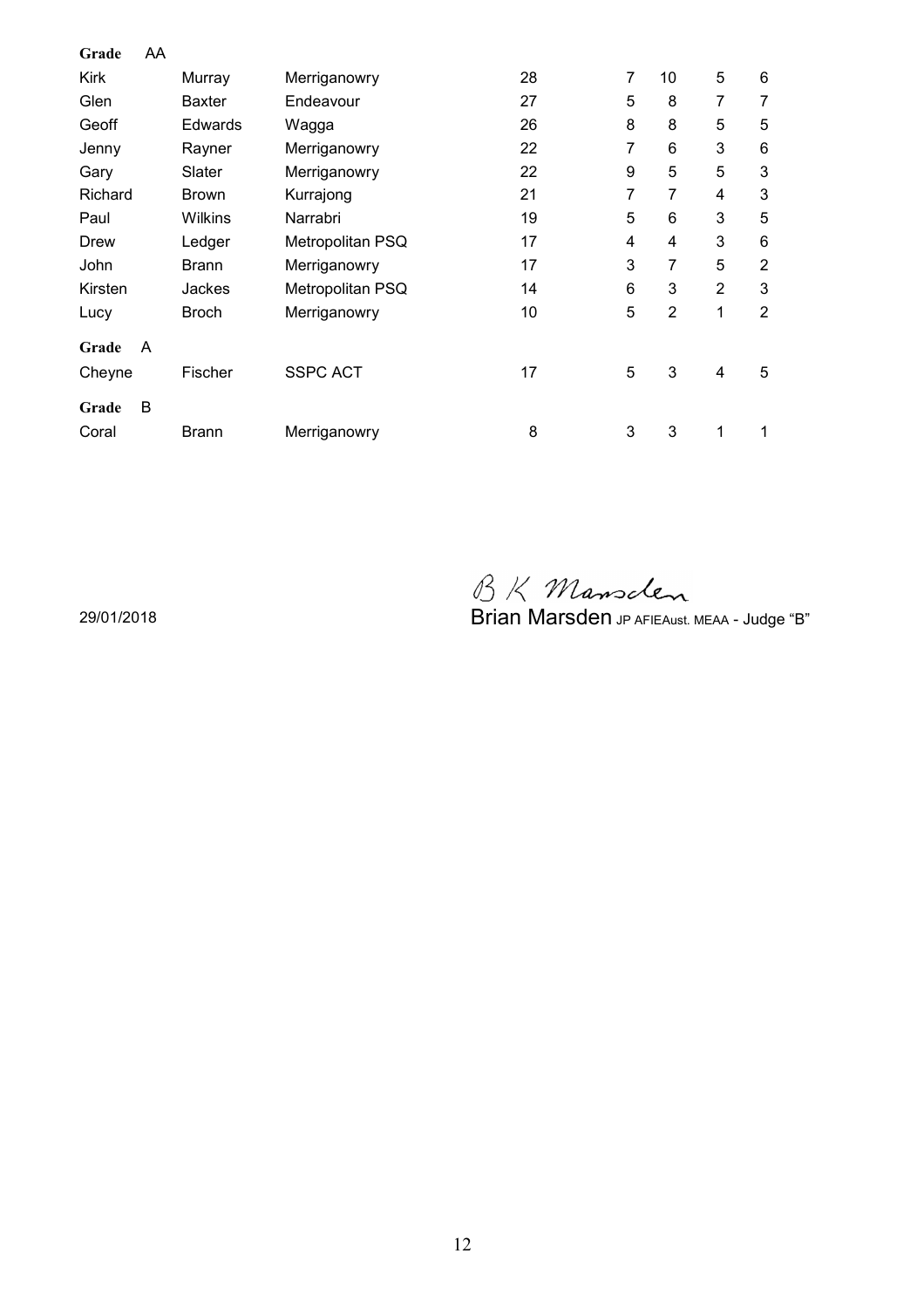| | | | | | | | |
|---|---|---|---|---|---|---|---|
| **Grade** AA | | | | | | | |
| Kirk | Murray | Merriganowry | 28 | 7 | 10 | 5 | 6 |
| Glen | Baxter | Endeavour | 27 | 5 | 8 | 7 | 7 |
| Geoff | Edwards | Wagga | 26 | 8 | 8 | 5 | 5 |
| Jenny | Rayner | Merriganowry | 22 | 7 | 6 | 3 | 6 |
| Gary | Slater | Merriganowry | 22 | 9 | 5 | 5 | 3 |
| Richard | Brown | Kurrajong | 21 | 7 | 7 | 4 | 3 |
| Paul | Wilkins | Narrabri | 19 | 5 | 6 | 3 | 5 |
| Drew | Ledger | Metropolitan PSQ | 17 | 4 | 4 | 3 | 6 |
| John | Brann | Merriganowry | 17 | 3 | 7 | 5 | 2 |
| Kirsten | Jackes | Metropolitan PSQ | 14 | 6 | 3 | 2 | 3 |
| Lucy | Broch | Merriganowry | 10 | 5 | 2 | 1 | 2 |
| **Grade** A | | | | | | | |
| Cheyne | Fischer | SSPC ACT | 17 | 5 | 3 | 4 | 5 |
| **Grade** B | | | | | | | |
| Coral | Brann | Merriganowry | 8 | 3 | 3 | 1 | 1 |

29/01/2018

B K Marsden

Brian Marsden JP AFIEAust. MEAA - Judge "B"